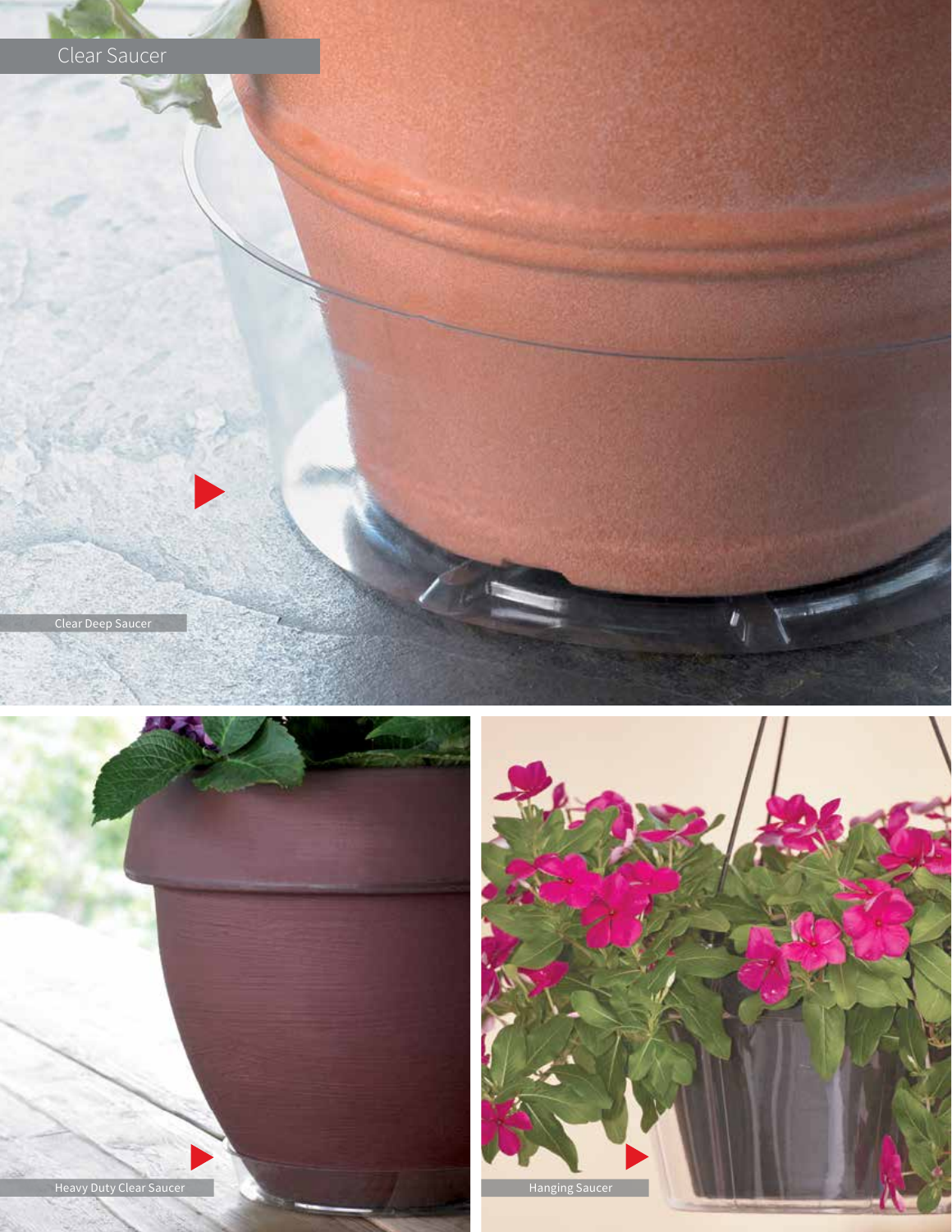# Clear Saucer

Clear Deep Saucer

Heavy Duty Clear Saucer

Hanging Saucer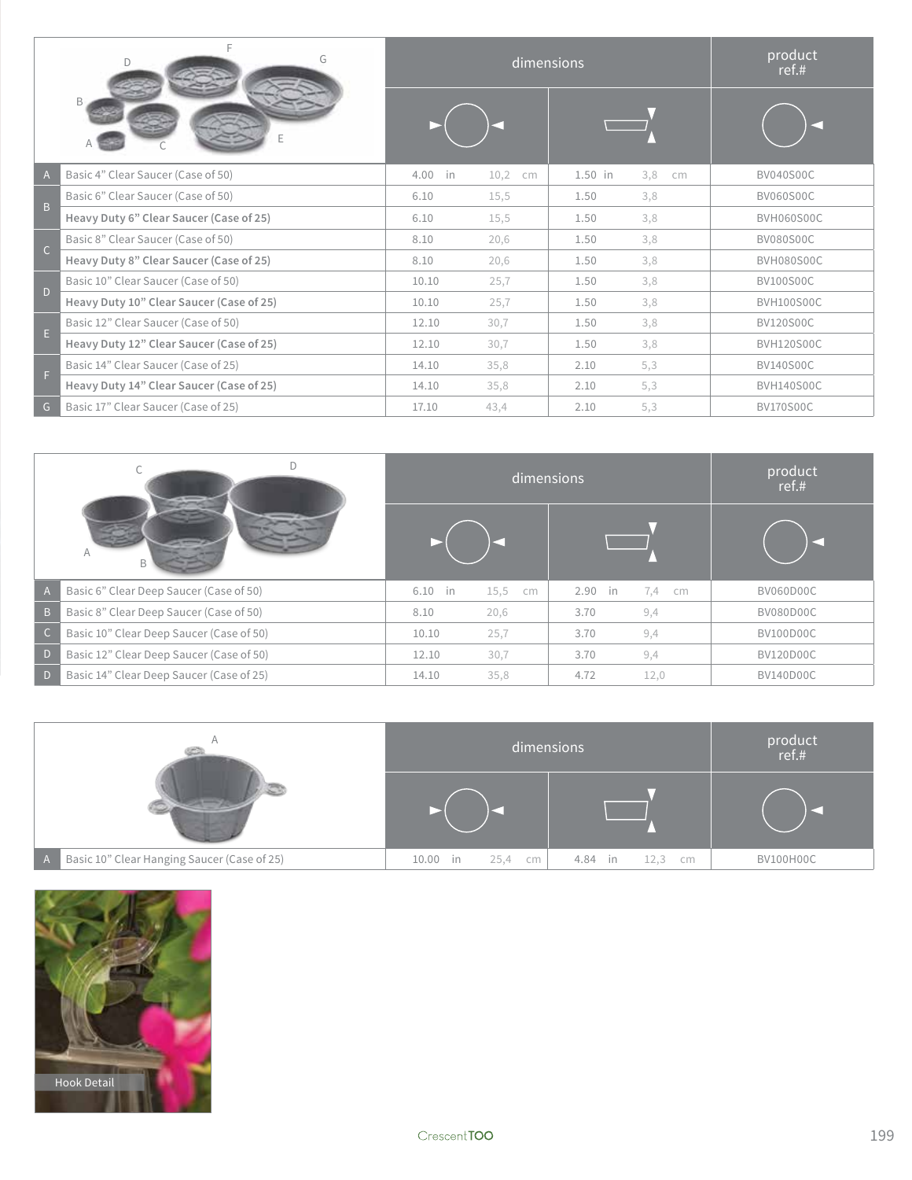| | | dimensions | | | | product ref.# |
|---|---|---|---|---|---|---|
| | | diameter (in) | diameter (cm) | height (in) | height (cm) | |
| A | Basic 4" Clear Saucer (Case of 50) | 4.00 in | 10,2 cm | 1.50 in | 3,8 cm | BV040S00C |
| B | Basic 6" Clear Saucer (Case of 50) | 6.10 | 15,5 | 1.50 | 3,8 | BV060S00C |
| B | **Heavy Duty 6" Clear Saucer (Case of 25)** | 6.10 | 15,5 | 1.50 | 3,8 | BVH060S00C |
| C | Basic 8" Clear Saucer (Case of 50) | 8.10 | 20,6 | 1.50 | 3,8 | BV080S00C |
| C | **Heavy Duty 8" Clear Saucer (Case of 25)** | 8.10 | 20,6 | 1.50 | 3,8 | BVH080S00C |
| D | Basic 10" Clear Saucer (Case of 50) | 10.10 | 25,7 | 1.50 | 3,8 | BV100S00C |
| D | **Heavy Duty 10" Clear Saucer (Case of 25)** | 10.10 | 25,7 | 1.50 | 3,8 | BVH100S00C |
| E | Basic 12" Clear Saucer (Case of 50) | 12.10 | 30,7 | 1.50 | 3,8 | BV120S00C |
| E | **Heavy Duty 12" Clear Saucer (Case of 25)** | 12.10 | 30,7 | 1.50 | 3,8 | BVH120S00C |
| F | Basic 14" Clear Saucer (Case of 25) | 14.10 | 35,8 | 2.10 | 5,3 | BV140S00C |
| F | **Heavy Duty 14" Clear Saucer (Case of 25)** | 14.10 | 35,8 | 2.10 | 5,3 | BVH140S00C |
| G | Basic 17" Clear Saucer (Case of 25) | 17.10 | 43,4 | 2.10 | 5,3 | BV170S00C |

| | | dimensions | | | | product ref.# |
|---|---|---|---|---|---|---|
| | | diameter (in) | diameter (cm) | height (in) | height (cm) | |
| A | Basic 6" Clear Deep Saucer (Case of 50) | 6.10 in | 15,5 cm | 2.90 in | 7,4 cm | BV060D00C |
| B | Basic 8" Clear Deep Saucer (Case of 50) | 8.10 | 20,6 | 3.70 | 9,4 | BV080D00C |
| C | Basic 10" Clear Deep Saucer (Case of 50) | 10.10 | 25,7 | 3.70 | 9,4 | BV100D00C |
| D | Basic 12" Clear Deep Saucer (Case of 50) | 12.10 | 30,7 | 3.70 | 9,4 | BV120D00C |
| D | Basic 14" Clear Deep Saucer (Case of 25) | 14.10 | 35,8 | 4.72 | 12,0 | BV140D00C |

| | | dimensions | | | | product ref.# |
|---|---|---|---|---|---|---|
| | | diameter (in) | diameter (cm) | height (in) | height (cm) | |
| A | Basic 10" Clear Hanging Saucer (Case of 25) | 10.00 in | 25,4 cm | 4.84 in | 12,3 cm | BV100H00C |

Hook Detail

CrescentTOO